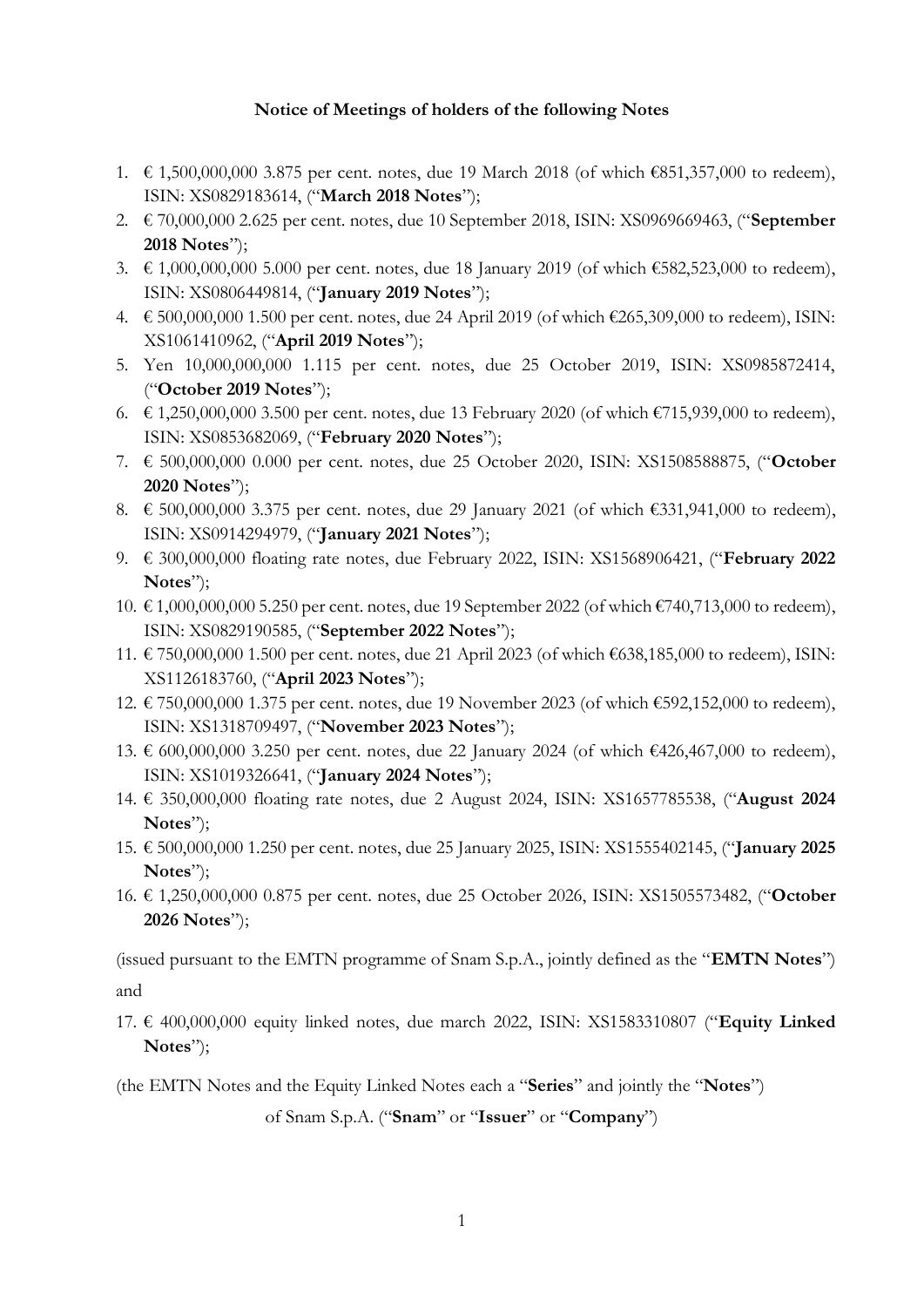**Notice of Meetings of holders of the following Notes**

1. € 1,500,000,000 3.875 per cent. notes, due 19 March 2018 (of which €851,357,000 to redeem), ISIN: XS0829183614, ("**March 2018 Notes**");
2. € 70,000,000 2.625 per cent. notes, due 10 September 2018, ISIN: XS0969669463, ("**September 2018 Notes**");
3. € 1,000,000,000 5.000 per cent. notes, due 18 January 2019 (of which €582,523,000 to redeem), ISIN: XS0806449814, ("**January 2019 Notes**");
4. € 500,000,000 1.500 per cent. notes, due 24 April 2019 (of which €265,309,000 to redeem), ISIN: XS1061410962, ("**April 2019 Notes**");
5. Yen 10,000,000,000 1.115 per cent. notes, due 25 October 2019, ISIN: XS0985872414, ("**October 2019 Notes**");
6. € 1,250,000,000 3.500 per cent. notes, due 13 February 2020 (of which €715,939,000 to redeem), ISIN: XS0853682069, ("**February 2020 Notes**");
7. € 500,000,000 0.000 per cent. notes, due 25 October 2020, ISIN: XS1508588875, ("**October 2020 Notes**");
8. € 500,000,000 3.375 per cent. notes, due 29 January 2021 (of which €331,941,000 to redeem), ISIN: XS0914294979, ("**January 2021 Notes**");
9. € 300,000,000 floating rate notes, due February 2022, ISIN: XS1568906421, ("**February 2022 Notes**");
10. € 1,000,000,000 5.250 per cent. notes, due 19 September 2022 (of which €740,713,000 to redeem), ISIN: XS0829190585, ("**September 2022 Notes**");
11. € 750,000,000 1.500 per cent. notes, due 21 April 2023 (of which €638,185,000 to redeem), ISIN: XS1126183760, ("**April 2023 Notes**");
12. € 750,000,000 1.375 per cent. notes, due 19 November 2023 (of which €592,152,000 to redeem), ISIN: XS1318709497, ("**November 2023 Notes**");
13. € 600,000,000 3.250 per cent. notes, due 22 January 2024 (of which €426,467,000 to redeem), ISIN: XS1019326641, ("**January 2024 Notes**");
14. € 350,000,000 floating rate notes, due 2 August 2024, ISIN: XS1657785538, ("**August 2024 Notes**");
15. € 500,000,000 1.250 per cent. notes, due 25 January 2025, ISIN: XS1555402145, ("**January 2025 Notes**");
16. € 1,250,000,000 0.875 per cent. notes, due 25 October 2026, ISIN: XS1505573482, ("**October 2026 Notes**");

(issued pursuant to the EMTN programme of Snam S.p.A., jointly defined as the "**EMTN Notes**")

and

17. € 400,000,000 equity linked notes, due march 2022, ISIN: XS1583310807 ("**Equity Linked Notes**");

(the EMTN Notes and the Equity Linked Notes each a "**Series**" and jointly the "**Notes**")

of Snam S.p.A. ("**Snam**" or "**Issuer**" or "**Company**")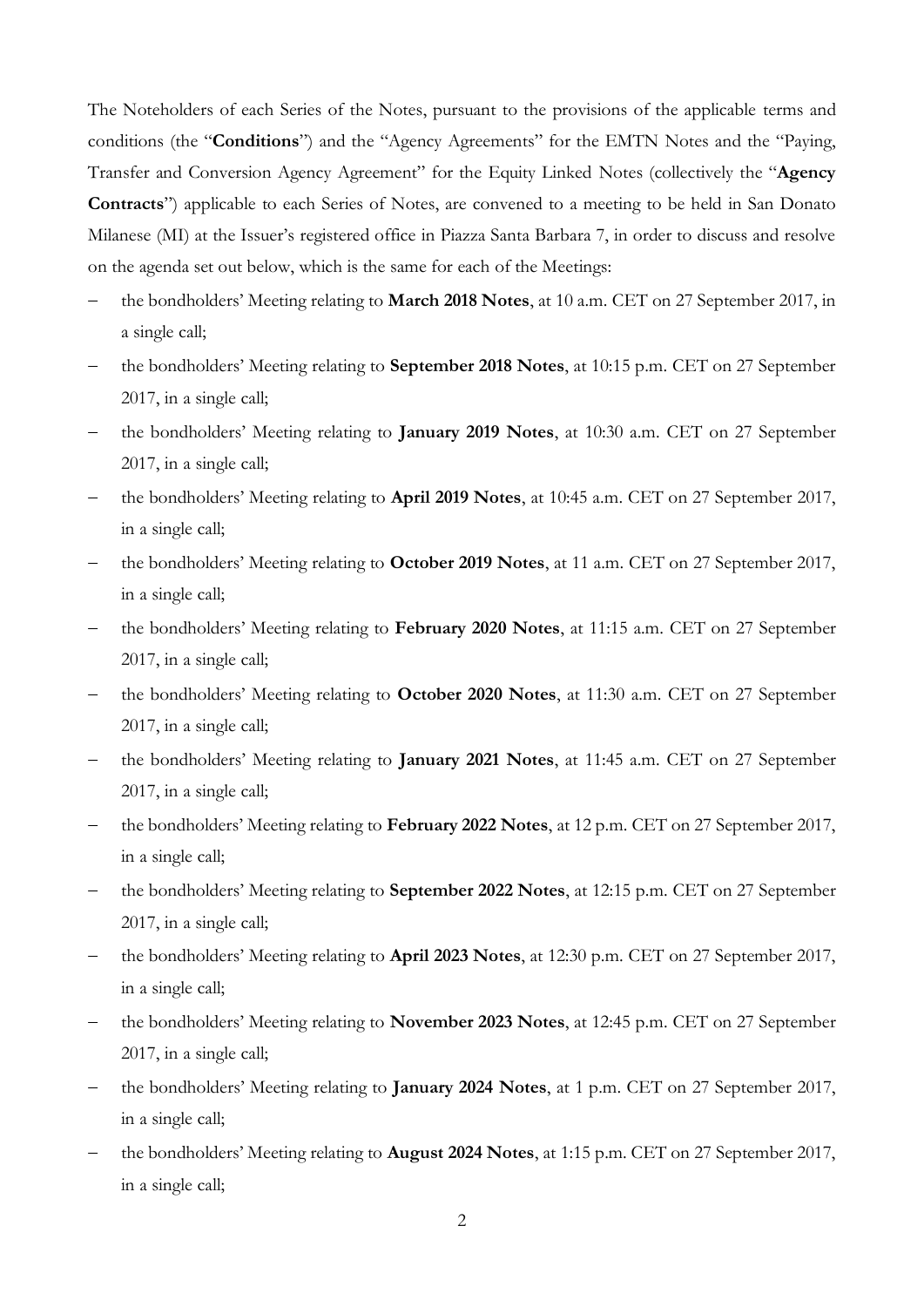The Noteholders of each Series of the Notes, pursuant to the provisions of the applicable terms and conditions (the "**Conditions**") and the "Agency Agreements" for the EMTN Notes and the "Paying, Transfer and Conversion Agency Agreement" for the Equity Linked Notes (collectively the "**Agency Contracts**") applicable to each Series of Notes, are convened to a meeting to be held in San Donato Milanese (MI) at the Issuer's registered office in Piazza Santa Barbara 7, in order to discuss and resolve on the agenda set out below, which is the same for each of the Meetings:

- the bondholders' Meeting relating to **March 2018 Notes**, at 10 a.m. CET on 27 September 2017, in a single call;
- the bondholders' Meeting relating to **September 2018 Notes**, at 10:15 p.m. CET on 27 September 2017, in a single call;
- the bondholders' Meeting relating to **January 2019 Notes**, at 10:30 a.m. CET on 27 September 2017, in a single call;
- the bondholders' Meeting relating to **April 2019 Notes**, at 10:45 a.m. CET on 27 September 2017, in a single call;
- the bondholders' Meeting relating to **October 2019 Notes**, at 11 a.m. CET on 27 September 2017, in a single call;
- the bondholders' Meeting relating to **February 2020 Notes**, at 11:15 a.m. CET on 27 September 2017, in a single call;
- the bondholders' Meeting relating to **October 2020 Notes**, at 11:30 a.m. CET on 27 September 2017, in a single call;
- the bondholders' Meeting relating to **January 2021 Notes**, at 11:45 a.m. CET on 27 September 2017, in a single call;
- the bondholders' Meeting relating to **February 2022 Notes**, at 12 p.m. CET on 27 September 2017, in a single call;
- the bondholders' Meeting relating to **September 2022 Notes**, at 12:15 p.m. CET on 27 September 2017, in a single call;
- the bondholders' Meeting relating to **April 2023 Notes**, at 12:30 p.m. CET on 27 September 2017, in a single call;
- the bondholders' Meeting relating to **November 2023 Notes**, at 12:45 p.m. CET on 27 September 2017, in a single call;
- the bondholders' Meeting relating to **January 2024 Notes**, at 1 p.m. CET on 27 September 2017, in a single call;
- the bondholders' Meeting relating to **August 2024 Notes**, at 1:15 p.m. CET on 27 September 2017, in a single call;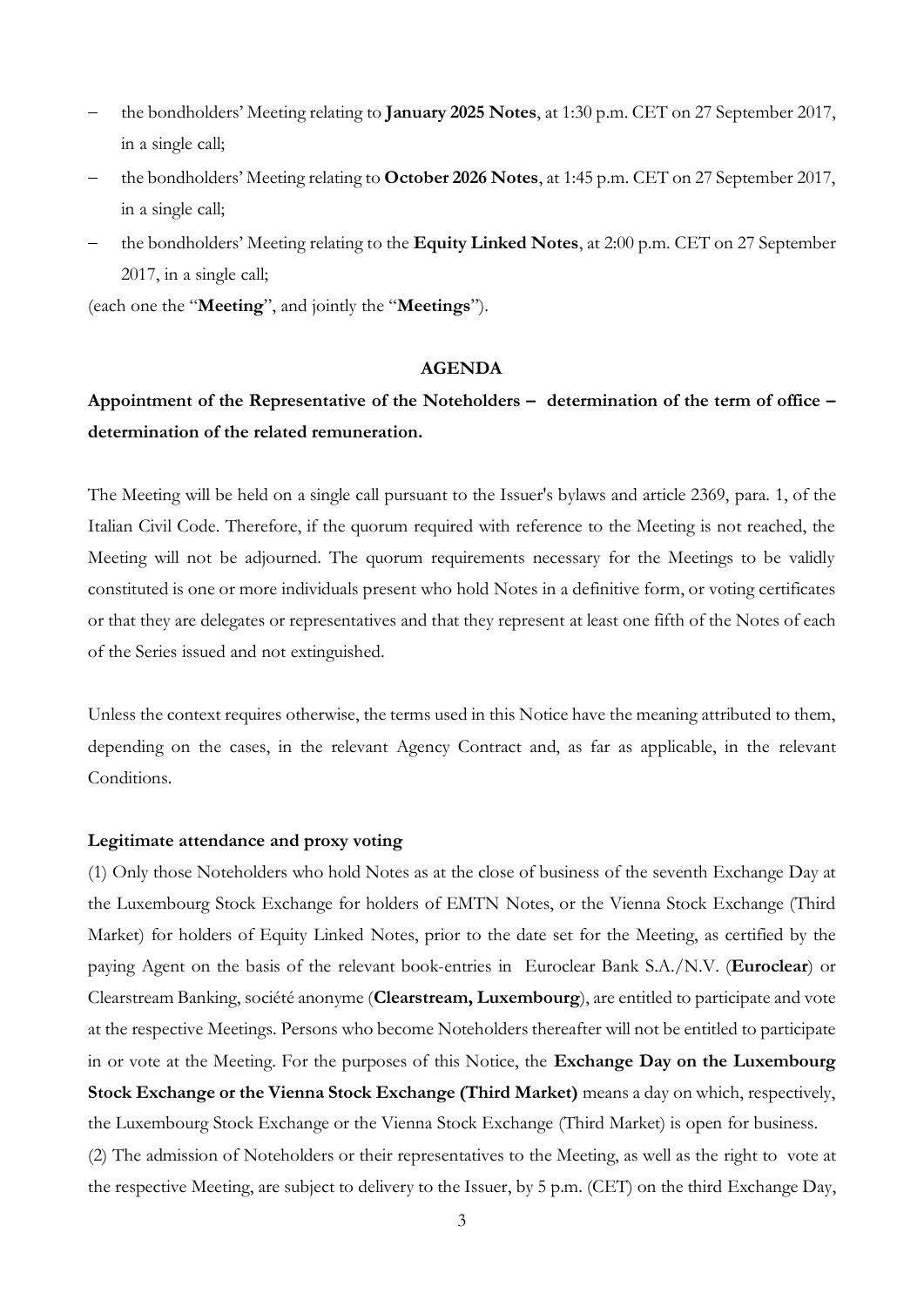- the bondholders' Meeting relating to **January 2025 Notes**, at 1:30 p.m. CET on 27 September 2017, in a single call;
- the bondholders' Meeting relating to **October 2026 Notes**, at 1:45 p.m. CET on 27 September 2017, in a single call;
- the bondholders' Meeting relating to the **Equity Linked Notes**, at 2:00 p.m. CET on 27 September 2017, in a single call;

(each one the "**Meeting**", and jointly the "**Meetings**").

**AGENDA**

**Appointment of the Representative of the Noteholders – determination of the term of office – determination of the related remuneration.**

The Meeting will be held on a single call pursuant to the Issuer's bylaws and article 2369, para. 1, of the Italian Civil Code. Therefore, if the quorum required with reference to the Meeting is not reached, the Meeting will not be adjourned. The quorum requirements necessary for the Meetings to be validly constituted is one or more individuals present who hold Notes in a definitive form, or voting certificates or that they are delegates or representatives and that they represent at least one fifth of the Notes of each of the Series issued and not extinguished.

Unless the context requires otherwise, the terms used in this Notice have the meaning attributed to them, depending on the cases, in the relevant Agency Contract and, as far as applicable, in the relevant Conditions.

**Legitimate attendance and proxy voting**

(1) Only those Noteholders who hold Notes as at the close of business of the seventh Exchange Day at the Luxembourg Stock Exchange for holders of EMTN Notes, or the Vienna Stock Exchange (Third Market) for holders of Equity Linked Notes, prior to the date set for the Meeting, as certified by the paying Agent on the basis of the relevant book-entries in Euroclear Bank S.A./N.V. (**Euroclear**) or Clearstream Banking, société anonyme (**Clearstream, Luxembourg**), are entitled to participate and vote at the respective Meetings. Persons who become Noteholders thereafter will not be entitled to participate in or vote at the Meeting. For the purposes of this Notice, the **Exchange Day on the Luxembourg Stock Exchange or the Vienna Stock Exchange (Third Market)** means a day on which, respectively, the Luxembourg Stock Exchange or the Vienna Stock Exchange (Third Market) is open for business.

(2) The admission of Noteholders or their representatives to the Meeting, as well as the right to vote at the respective Meeting, are subject to delivery to the Issuer, by 5 p.m. (CET) on the third Exchange Day,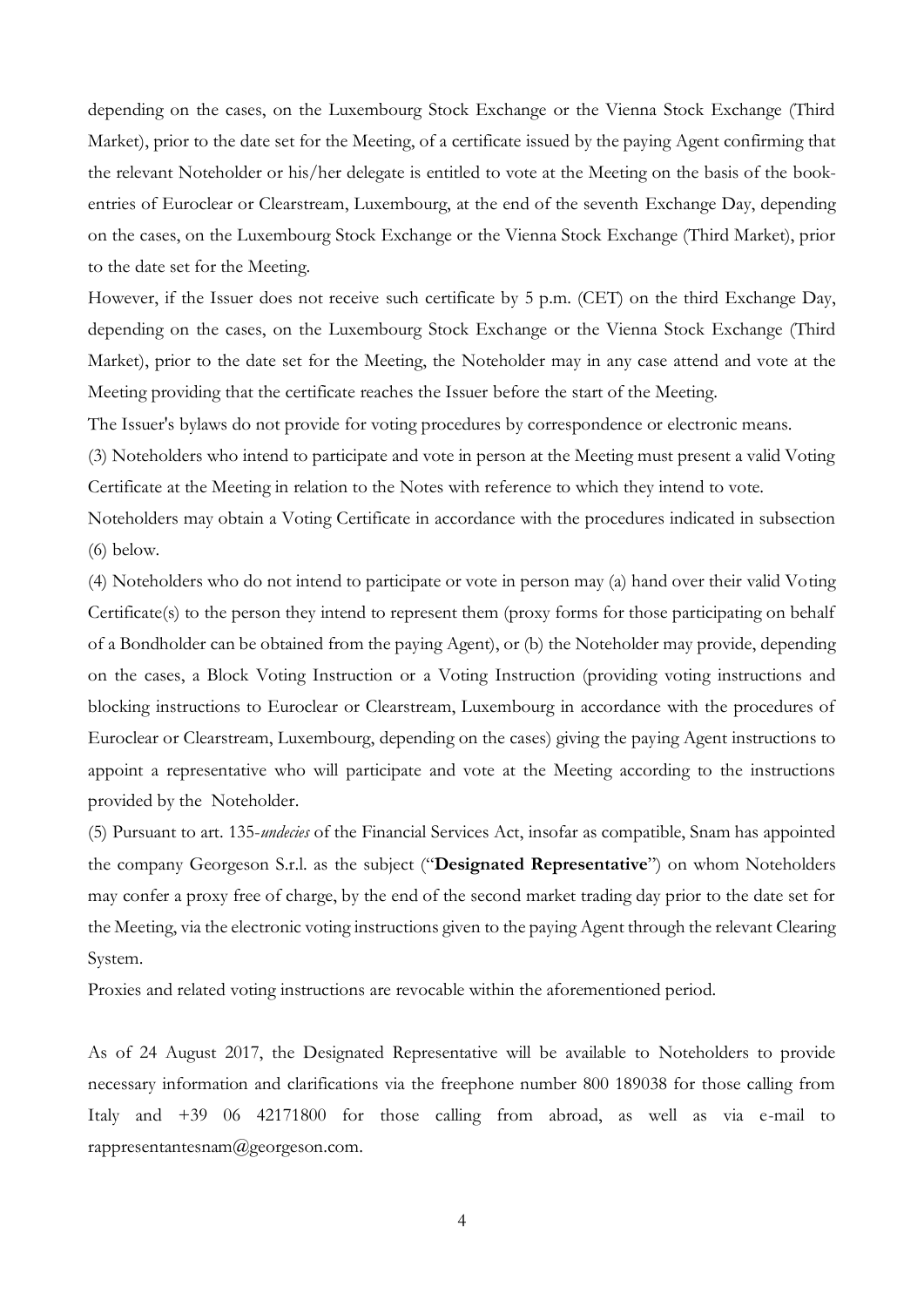depending on the cases, on the Luxembourg Stock Exchange or the Vienna Stock Exchange (Third Market), prior to the date set for the Meeting, of a certificate issued by the paying Agent confirming that the relevant Noteholder or his/her delegate is entitled to vote at the Meeting on the basis of the book-entries of Euroclear or Clearstream, Luxembourg, at the end of the seventh Exchange Day, depending on the cases, on the Luxembourg Stock Exchange or the Vienna Stock Exchange (Third Market), prior to the date set for the Meeting.

However, if the Issuer does not receive such certificate by 5 p.m. (CET) on the third Exchange Day, depending on the cases, on the Luxembourg Stock Exchange or the Vienna Stock Exchange (Third Market), prior to the date set for the Meeting, the Noteholder may in any case attend and vote at the Meeting providing that the certificate reaches the Issuer before the start of the Meeting.

The Issuer's bylaws do not provide for voting procedures by correspondence or electronic means.

(3) Noteholders who intend to participate and vote in person at the Meeting must present a valid Voting Certificate at the Meeting in relation to the Notes with reference to which they intend to vote.

Noteholders may obtain a Voting Certificate in accordance with the procedures indicated in subsection (6) below.

(4) Noteholders who do not intend to participate or vote in person may (a) hand over their valid Voting Certificate(s) to the person they intend to represent them (proxy forms for those participating on behalf of a Bondholder can be obtained from the paying Agent), or (b) the Noteholder may provide, depending on the cases, a Block Voting Instruction or a Voting Instruction (providing voting instructions and blocking instructions to Euroclear or Clearstream, Luxembourg in accordance with the procedures of Euroclear or Clearstream, Luxembourg, depending on the cases) giving the paying Agent instructions to appoint a representative who will participate and vote at the Meeting according to the instructions provided by the Noteholder.

(5) Pursuant to art. 135-*undecies* of the Financial Services Act, insofar as compatible, Snam has appointed the company Georgeson S.r.l. as the subject ("**Designated Representative**") on whom Noteholders may confer a proxy free of charge, by the end of the second market trading day prior to the date set for the Meeting, via the electronic voting instructions given to the paying Agent through the relevant Clearing System.

Proxies and related voting instructions are revocable within the aforementioned period.

As of 24 August 2017, the Designated Representative will be available to Noteholders to provide necessary information and clarifications via the freephone number 800 189038 for those calling from Italy and +39 06 42171800 for those calling from abroad, as well as via e-mail to rappresentantesnam@georgeson.com.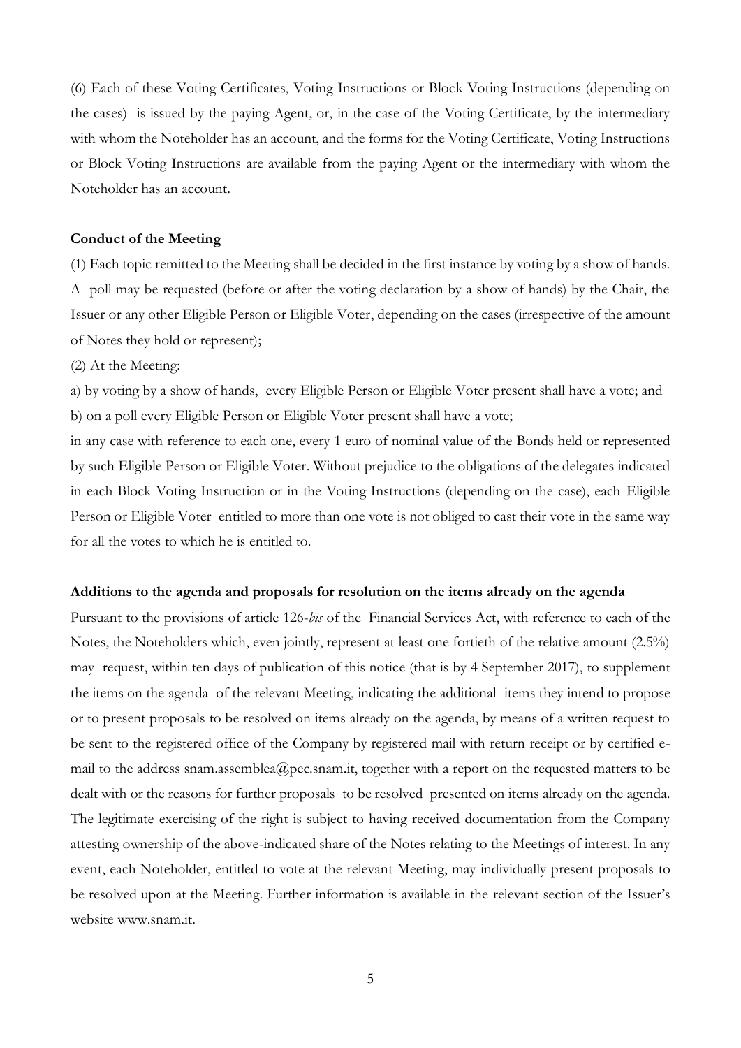(6) Each of these Voting Certificates, Voting Instructions or Block Voting Instructions (depending on the cases) is issued by the paying Agent, or, in the case of the Voting Certificate, by the intermediary with whom the Noteholder has an account, and the forms for the Voting Certificate, Voting Instructions or Block Voting Instructions are available from the paying Agent or the intermediary with whom the Noteholder has an account.

**Conduct of the Meeting**

(1) Each topic remitted to the Meeting shall be decided in the first instance by voting by a show of hands. A poll may be requested (before or after the voting declaration by a show of hands) by the Chair, the Issuer or any other Eligible Person or Eligible Voter, depending on the cases (irrespective of the amount of Notes they hold or represent);

(2) At the Meeting:

a) by voting by a show of hands, every Eligible Person or Eligible Voter present shall have a vote; and

b) on a poll every Eligible Person or Eligible Voter present shall have a vote;

in any case with reference to each one, every 1 euro of nominal value of the Bonds held or represented by such Eligible Person or Eligible Voter. Without prejudice to the obligations of the delegates indicated in each Block Voting Instruction or in the Voting Instructions (depending on the case), each Eligible Person or Eligible Voter entitled to more than one vote is not obliged to cast their vote in the same way for all the votes to which he is entitled to.

**Additions to the agenda and proposals for resolution on the items already on the agenda**

Pursuant to the provisions of article 126-*bis* of the Financial Services Act, with reference to each of the Notes, the Noteholders which, even jointly, represent at least one fortieth of the relative amount (2.5%) may request, within ten days of publication of this notice (that is by 4 September 2017), to supplement the items on the agenda of the relevant Meeting, indicating the additional items they intend to propose or to present proposals to be resolved on items already on the agenda, by means of a written request to be sent to the registered office of the Company by registered mail with return receipt or by certified e-mail to the address snam.assemblea@pec.snam.it, together with a report on the requested matters to be dealt with or the reasons for further proposals to be resolved presented on items already on the agenda. The legitimate exercising of the right is subject to having received documentation from the Company attesting ownership of the above-indicated share of the Notes relating to the Meetings of interest. In any event, each Noteholder, entitled to vote at the relevant Meeting, may individually present proposals to be resolved upon at the Meeting. Further information is available in the relevant section of the Issuer's website www.snam.it.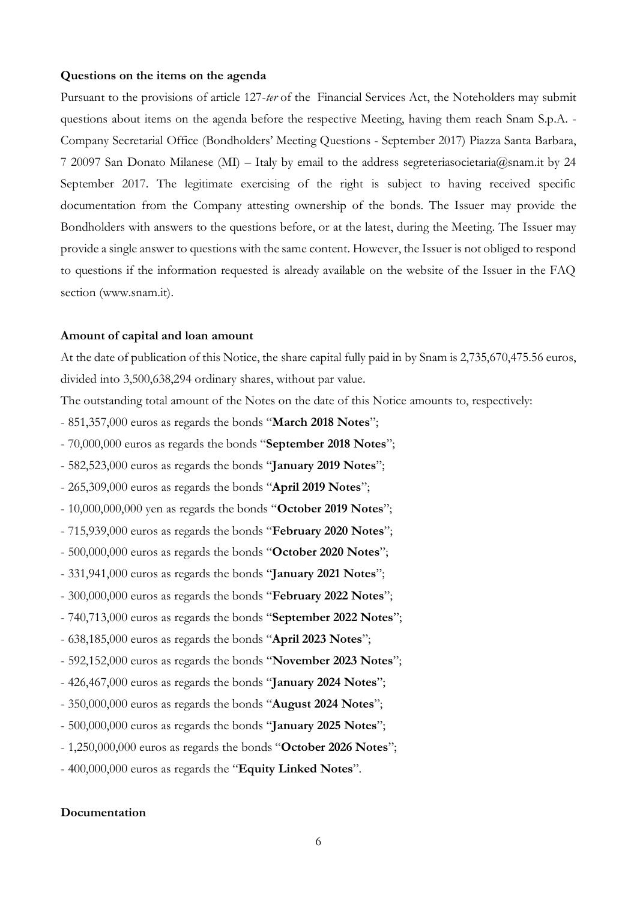**Questions on the items on the agenda**

Pursuant to the provisions of article 127-*ter* of the Financial Services Act, the Noteholders may submit questions about items on the agenda before the respective Meeting, having them reach Snam S.p.A. - Company Secretarial Office (Bondholders' Meeting Questions - September 2017) Piazza Santa Barbara, 7 20097 San Donato Milanese (MI) – Italy by email to the address segreteriasocietaria@snam.it by 24 September 2017. The legitimate exercising of the right is subject to having received specific documentation from the Company attesting ownership of the bonds. The Issuer may provide the Bondholders with answers to the questions before, or at the latest, during the Meeting. The Issuer may provide a single answer to questions with the same content. However, the Issuer is not obliged to respond to questions if the information requested is already available on the website of the Issuer in the FAQ section (www.snam.it).

**Amount of capital and loan amount**

At the date of publication of this Notice, the share capital fully paid in by Snam is 2,735,670,475.56 euros, divided into 3,500,638,294 ordinary shares, without par value.

The outstanding total amount of the Notes on the date of this Notice amounts to, respectively:

- 851,357,000 euros as regards the bonds "**March 2018 Notes**";
- 70,000,000 euros as regards the bonds "**September 2018 Notes**";
- 582,523,000 euros as regards the bonds "**January 2019 Notes**";
- 265,309,000 euros as regards the bonds "**April 2019 Notes**";
- 10,000,000,000 yen as regards the bonds "**October 2019 Notes**";
- 715,939,000 euros as regards the bonds "**February 2020 Notes**";
- 500,000,000 euros as regards the bonds "**October 2020 Notes**";
- 331,941,000 euros as regards the bonds "**January 2021 Notes**";
- 300,000,000 euros as regards the bonds "**February 2022 Notes**";
- 740,713,000 euros as regards the bonds "**September 2022 Notes**";
- 638,185,000 euros as regards the bonds "**April 2023 Notes**";
- 592,152,000 euros as regards the bonds "**November 2023 Notes**";
- 426,467,000 euros as regards the bonds "**January 2024 Notes**";
- 350,000,000 euros as regards the bonds "**August 2024 Notes**";
- 500,000,000 euros as regards the bonds "**January 2025 Notes**";
- 1,250,000,000 euros as regards the bonds "**October 2026 Notes**";
- 400,000,000 euros as regards the "**Equity Linked Notes**".

**Documentation**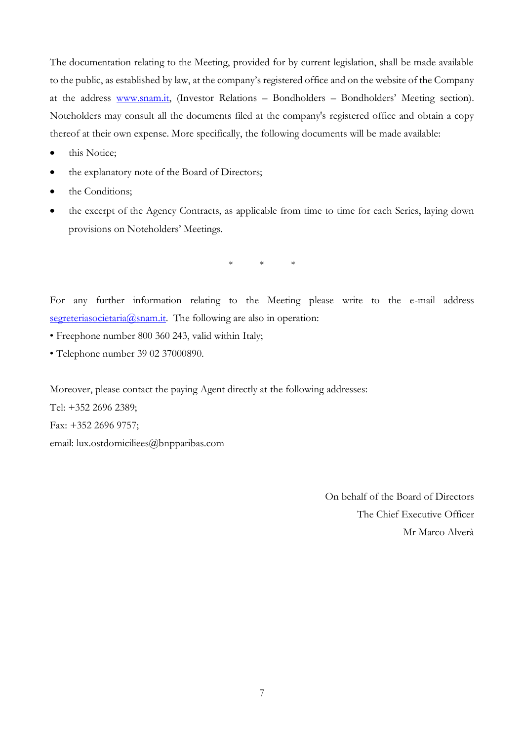The documentation relating to the Meeting, provided for by current legislation, shall be made available to the public, as established by law, at the company's registered office and on the website of the Company at the address [www.snam.it](http://www.snam.it), (Investor Relations – Bondholders – Bondholders' Meeting section). Noteholders may consult all the documents filed at the company's registered office and obtain a copy thereof at their own expense. More specifically, the following documents will be made available:

- this Notice;
- the explanatory note of the Board of Directors;
- the Conditions;
- the excerpt of the Agency Contracts, as applicable from time to time for each Series, laying down provisions on Noteholders' Meetings.

\* \* \*

For any further information relating to the Meeting please write to the e-mail address [segreteriasocietaria@snam.it](mailto:segreteriasocietaria@snam.it). The following are also in operation:

• Freephone number 800 360 243, valid within Italy;

• Telephone number 39 02 37000890.

Moreover, please contact the paying Agent directly at the following addresses:

Tel: +352 2696 2389;

Fax: +352 2696 9757;

email: lux.ostdomiciliees@bnpparibas.com

On behalf of the Board of Directors
The Chief Executive Officer
Mr Marco Alverà